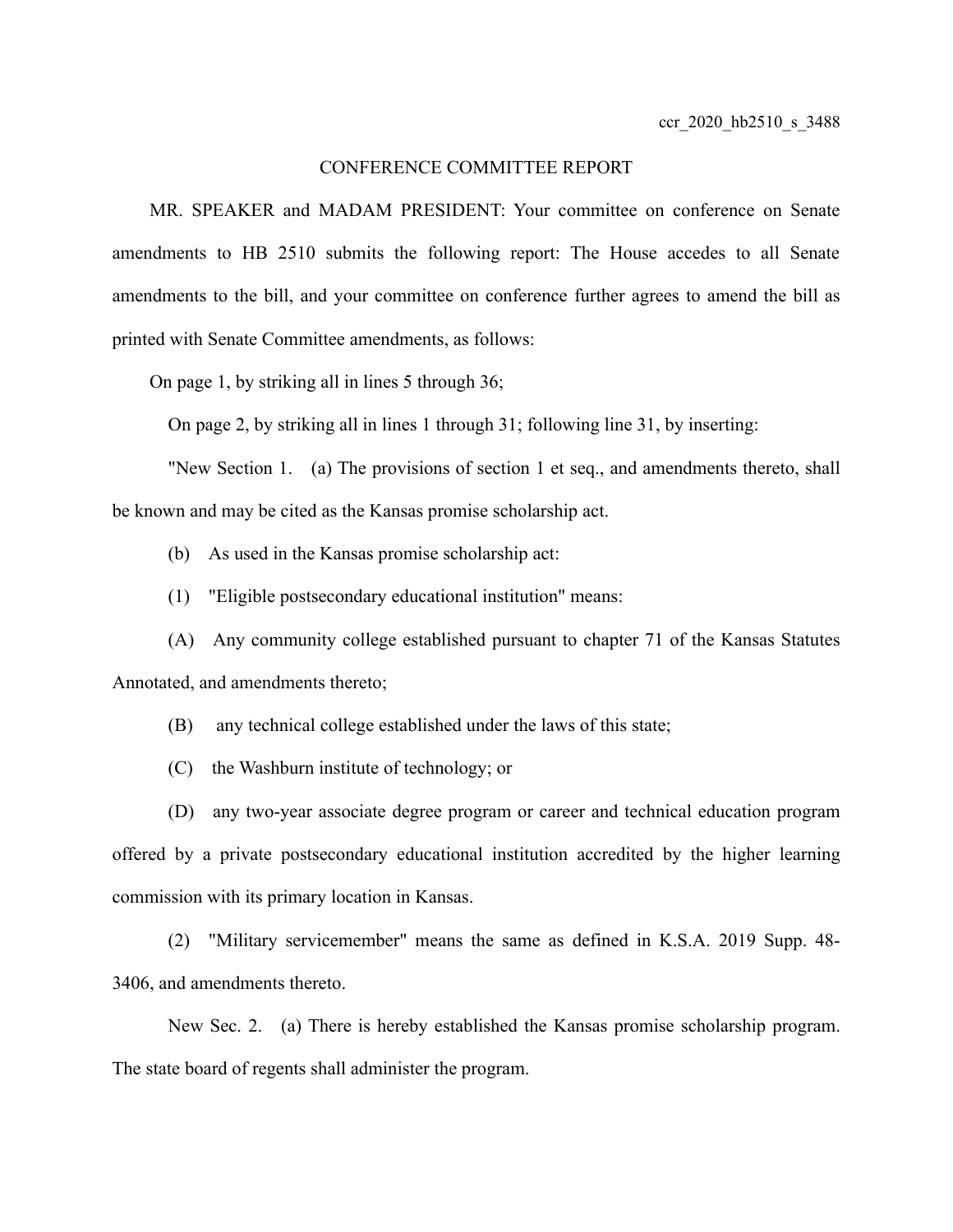ccr_2020_hb2510_s_3488

# CONFERENCE COMMITTEE REPORT

MR. SPEAKER and MADAM PRESIDENT: Your committee on conference on Senate amendments to HB 2510 submits the following report: The House accedes to all Senate amendments to the bill, and your committee on conference further agrees to amend the bill as printed with Senate Committee amendments, as follows:

On page 1, by striking all in lines 5 through 36;

On page 2, by striking all in lines 1 through 31; following line 31, by inserting:

"New Section 1. (a) The provisions of section 1 et seq., and amendments thereto, shall be known and may be cited as the Kansas promise scholarship act.

(b) As used in the Kansas promise scholarship act:

(1) "Eligible postsecondary educational institution" means:

(A) Any community college established pursuant to chapter 71 of the Kansas Statutes Annotated, and amendments thereto;

(B) any technical college established under the laws of this state;

(C) the Washburn institute of technology; or

(D) any two-year associate degree program or career and technical education program offered by a private postsecondary educational institution accredited by the higher learning commission with its primary location in Kansas.

(2) "Military servicemember" means the same as defined in K.S.A. 2019 Supp. 48-3406, and amendments thereto.

New Sec. 2. (a) There is hereby established the Kansas promise scholarship program. The state board of regents shall administer the program.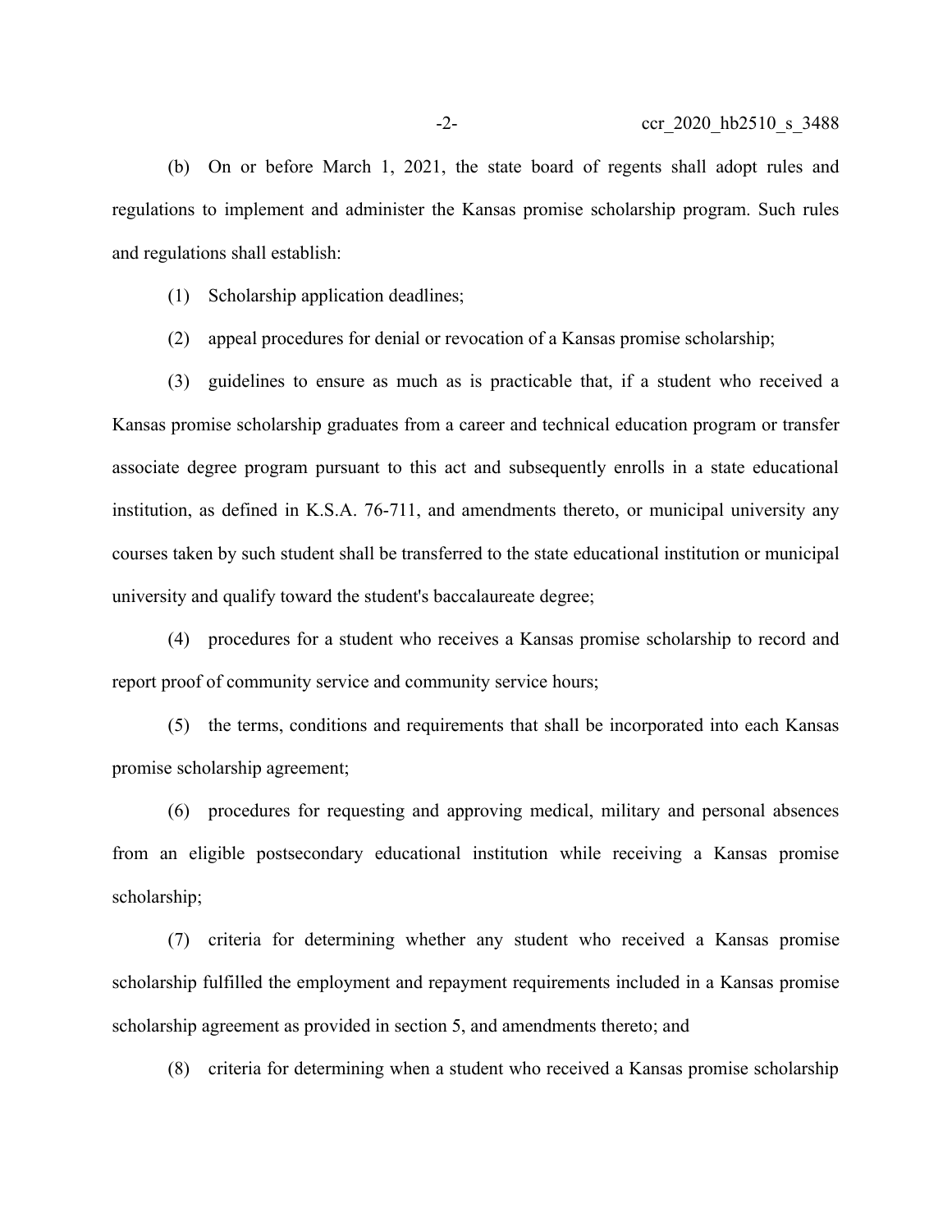(b) On or before March 1, 2021, the state board of regents shall adopt rules and regulations to implement and administer the Kansas promise scholarship program. Such rules and regulations shall establish:

(1) Scholarship application deadlines;

(2) appeal procedures for denial or revocation of a Kansas promise scholarship;

(3) guidelines to ensure as much as is practicable that, if a student who received a Kansas promise scholarship graduates from a career and technical education program or transfer associate degree program pursuant to this act and subsequently enrolls in a state educational institution, as defined in K.S.A. 76-711, and amendments thereto, or municipal university any courses taken by such student shall be transferred to the state educational institution or municipal university and qualify toward the student's baccalaureate degree;

(4) procedures for a student who receives a Kansas promise scholarship to record and report proof of community service and community service hours;

(5) the terms, conditions and requirements that shall be incorporated into each Kansas promise scholarship agreement;

(6) procedures for requesting and approving medical, military and personal absences from an eligible postsecondary educational institution while receiving a Kansas promise scholarship;

(7) criteria for determining whether any student who received a Kansas promise scholarship fulfilled the employment and repayment requirements included in a Kansas promise scholarship agreement as provided in section 5, and amendments thereto; and

(8) criteria for determining when a student who received a Kansas promise scholarship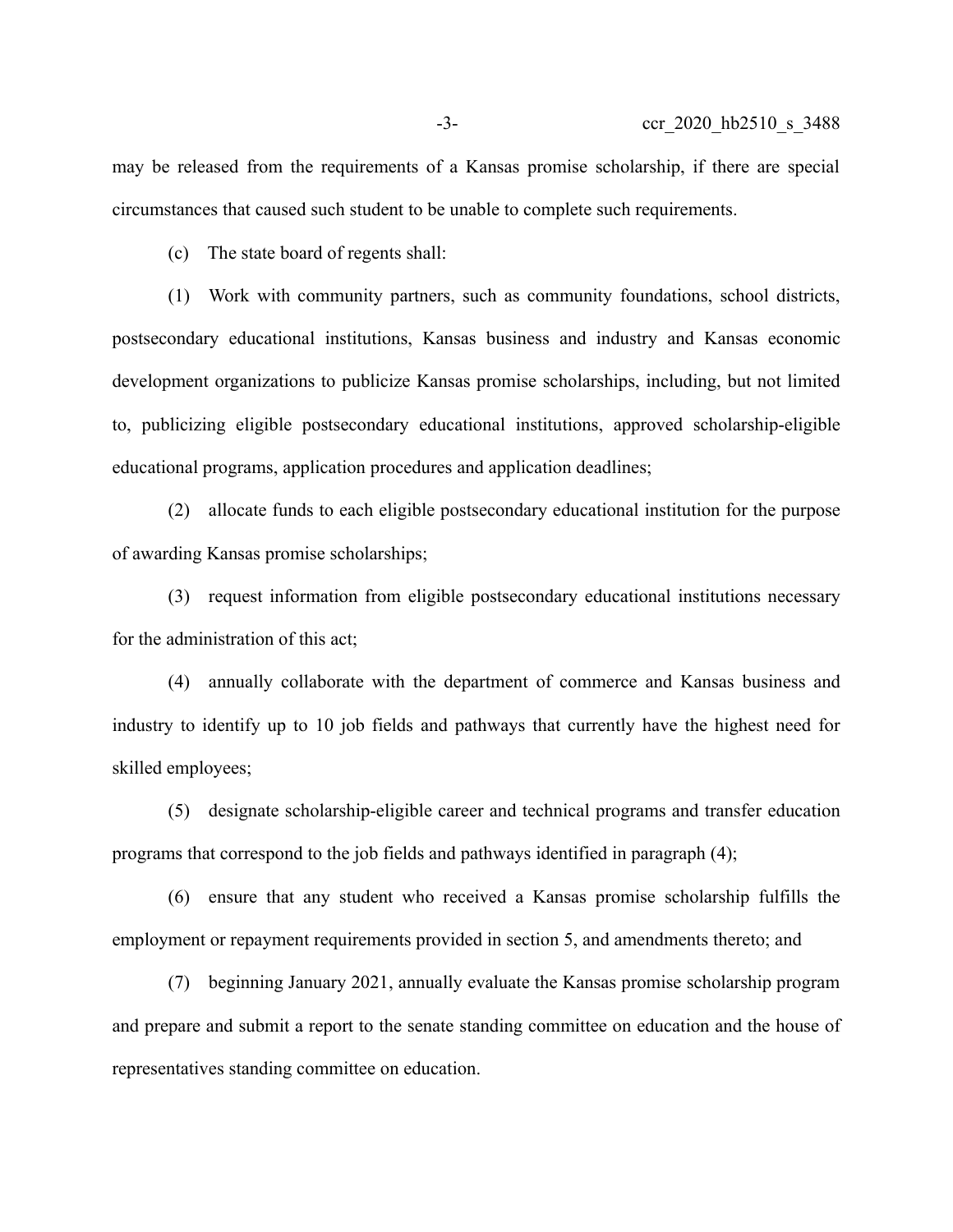may be released from the requirements of a Kansas promise scholarship, if there are special circumstances that caused such student to be unable to complete such requirements.

(c) The state board of regents shall:

(1) Work with community partners, such as community foundations, school districts, postsecondary educational institutions, Kansas business and industry and Kansas economic development organizations to publicize Kansas promise scholarships, including, but not limited to, publicizing eligible postsecondary educational institutions, approved scholarship-eligible educational programs, application procedures and application deadlines;

(2) allocate funds to each eligible postsecondary educational institution for the purpose of awarding Kansas promise scholarships;

(3) request information from eligible postsecondary educational institutions necessary for the administration of this act;

(4) annually collaborate with the department of commerce and Kansas business and industry to identify up to 10 job fields and pathways that currently have the highest need for skilled employees;

(5) designate scholarship-eligible career and technical programs and transfer education programs that correspond to the job fields and pathways identified in paragraph (4);

(6) ensure that any student who received a Kansas promise scholarship fulfills the employment or repayment requirements provided in section 5, and amendments thereto; and

(7) beginning January 2021, annually evaluate the Kansas promise scholarship program and prepare and submit a report to the senate standing committee on education and the house of representatives standing committee on education.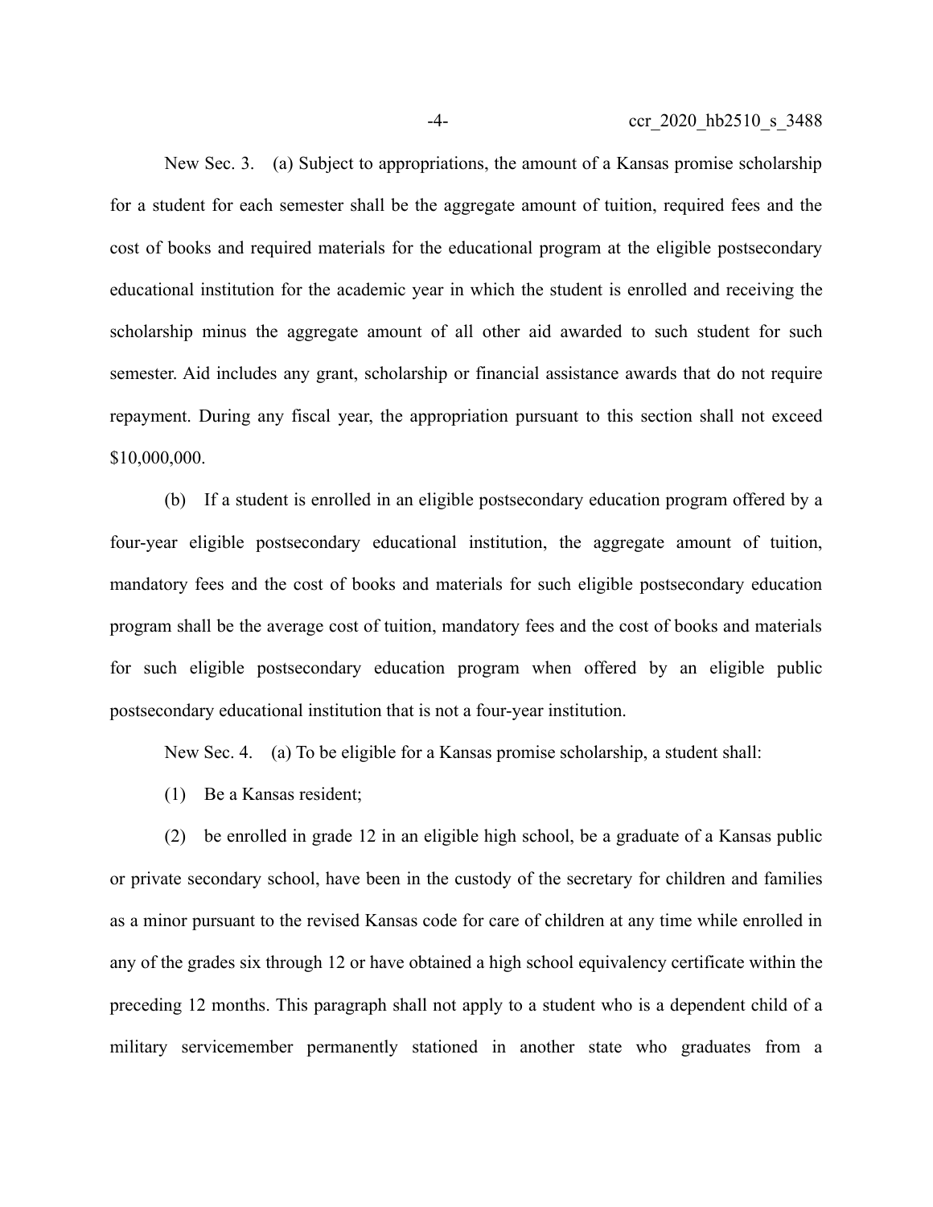New Sec. 3. (a) Subject to appropriations, the amount of a Kansas promise scholarship for a student for each semester shall be the aggregate amount of tuition, required fees and the cost of books and required materials for the educational program at the eligible postsecondary educational institution for the academic year in which the student is enrolled and receiving the scholarship minus the aggregate amount of all other aid awarded to such student for such semester. Aid includes any grant, scholarship or financial assistance awards that do not require repayment. During any fiscal year, the appropriation pursuant to this section shall not exceed $10,000,000.

(b) If a student is enrolled in an eligible postsecondary education program offered by a four-year eligible postsecondary educational institution, the aggregate amount of tuition, mandatory fees and the cost of books and materials for such eligible postsecondary education program shall be the average cost of tuition, mandatory fees and the cost of books and materials for such eligible postsecondary education program when offered by an eligible public postsecondary educational institution that is not a four-year institution.

New Sec. 4. (a) To be eligible for a Kansas promise scholarship, a student shall:

(1) Be a Kansas resident;

(2) be enrolled in grade 12 in an eligible high school, be a graduate of a Kansas public or private secondary school, have been in the custody of the secretary for children and families as a minor pursuant to the revised Kansas code for care of children at any time while enrolled in any of the grades six through 12 or have obtained a high school equivalency certificate within the preceding 12 months. This paragraph shall not apply to a student who is a dependent child of a military servicemember permanently stationed in another state who graduates from a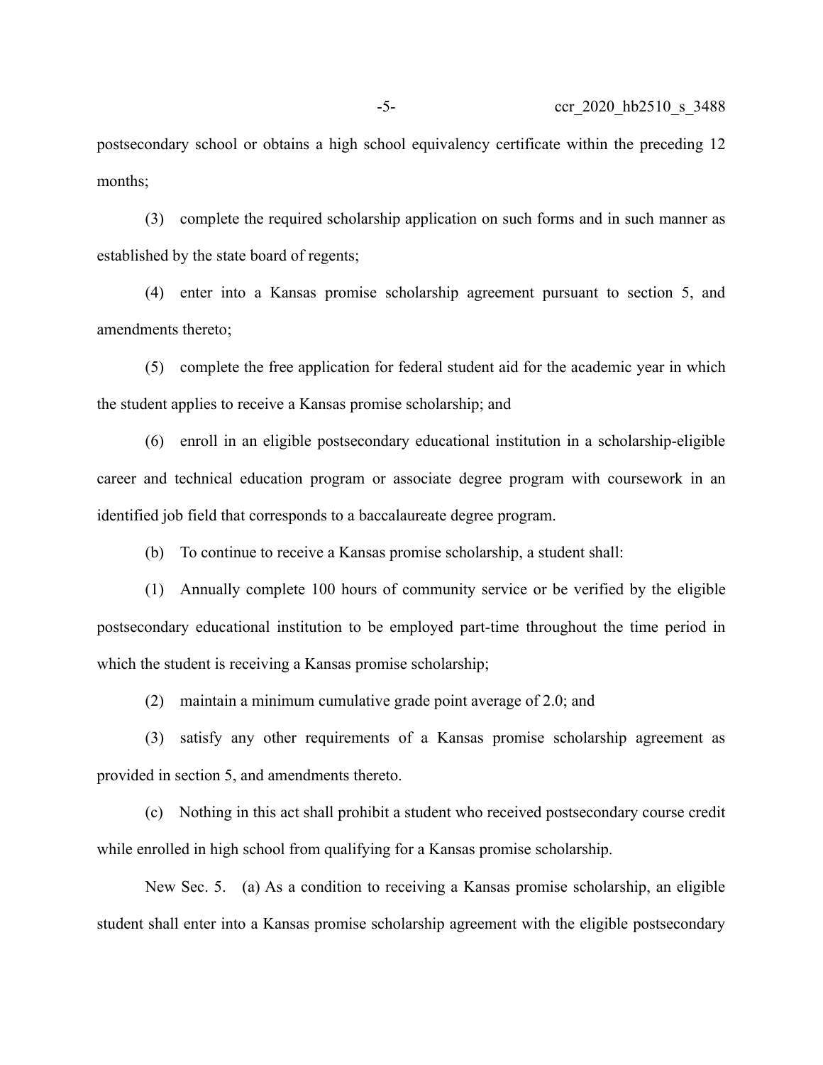postsecondary school or obtains a high school equivalency certificate within the preceding 12 months;

(3) complete the required scholarship application on such forms and in such manner as established by the state board of regents;

(4) enter into a Kansas promise scholarship agreement pursuant to section 5, and amendments thereto;

(5) complete the free application for federal student aid for the academic year in which the student applies to receive a Kansas promise scholarship; and

(6) enroll in an eligible postsecondary educational institution in a scholarship-eligible career and technical education program or associate degree program with coursework in an identified job field that corresponds to a baccalaureate degree program.

(b) To continue to receive a Kansas promise scholarship, a student shall:

(1) Annually complete 100 hours of community service or be verified by the eligible postsecondary educational institution to be employed part-time throughout the time period in which the student is receiving a Kansas promise scholarship;

(2) maintain a minimum cumulative grade point average of 2.0; and

(3) satisfy any other requirements of a Kansas promise scholarship agreement as provided in section 5, and amendments thereto.

(c) Nothing in this act shall prohibit a student who received postsecondary course credit while enrolled in high school from qualifying for a Kansas promise scholarship.

New Sec. 5. (a) As a condition to receiving a Kansas promise scholarship, an eligible student shall enter into a Kansas promise scholarship agreement with the eligible postsecondary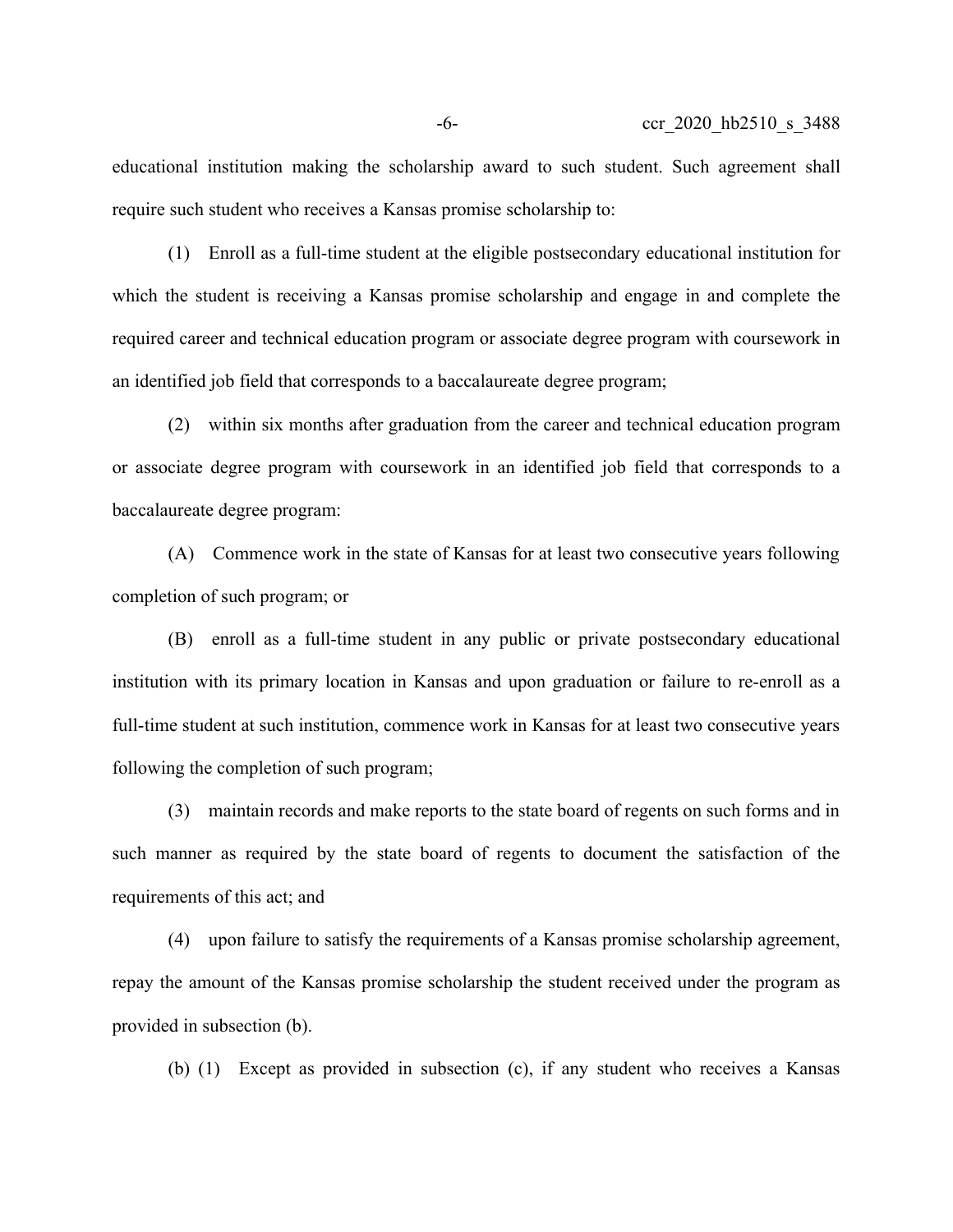educational institution making the scholarship award to such student. Such agreement shall require such student who receives a Kansas promise scholarship to:

(1) Enroll as a full-time student at the eligible postsecondary educational institution for which the student is receiving a Kansas promise scholarship and engage in and complete the required career and technical education program or associate degree program with coursework in an identified job field that corresponds to a baccalaureate degree program;

(2) within six months after graduation from the career and technical education program or associate degree program with coursework in an identified job field that corresponds to a baccalaureate degree program:

(A) Commence work in the state of Kansas for at least two consecutive years following completion of such program; or

(B) enroll as a full-time student in any public or private postsecondary educational institution with its primary location in Kansas and upon graduation or failure to re-enroll as a full-time student at such institution, commence work in Kansas for at least two consecutive years following the completion of such program;

(3) maintain records and make reports to the state board of regents on such forms and in such manner as required by the state board of regents to document the satisfaction of the requirements of this act; and

(4) upon failure to satisfy the requirements of a Kansas promise scholarship agreement, repay the amount of the Kansas promise scholarship the student received under the program as provided in subsection (b).

(b) (1) Except as provided in subsection (c), if any student who receives a Kansas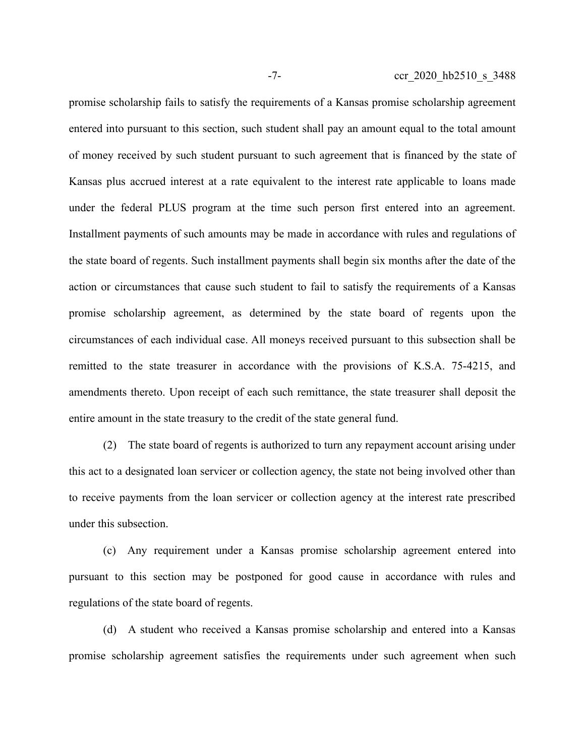promise scholarship fails to satisfy the requirements of a Kansas promise scholarship agreement entered into pursuant to this section, such student shall pay an amount equal to the total amount of money received by such student pursuant to such agreement that is financed by the state of Kansas plus accrued interest at a rate equivalent to the interest rate applicable to loans made under the federal PLUS program at the time such person first entered into an agreement. Installment payments of such amounts may be made in accordance with rules and regulations of the state board of regents. Such installment payments shall begin six months after the date of the action or circumstances that cause such student to fail to satisfy the requirements of a Kansas promise scholarship agreement, as determined by the state board of regents upon the circumstances of each individual case. All moneys received pursuant to this subsection shall be remitted to the state treasurer in accordance with the provisions of K.S.A. 75-4215, and amendments thereto. Upon receipt of each such remittance, the state treasurer shall deposit the entire amount in the state treasury to the credit of the state general fund.

(2) The state board of regents is authorized to turn any repayment account arising under this act to a designated loan servicer or collection agency, the state not being involved other than to receive payments from the loan servicer or collection agency at the interest rate prescribed under this subsection.

(c) Any requirement under a Kansas promise scholarship agreement entered into pursuant to this section may be postponed for good cause in accordance with rules and regulations of the state board of regents.

(d) A student who received a Kansas promise scholarship and entered into a Kansas promise scholarship agreement satisfies the requirements under such agreement when such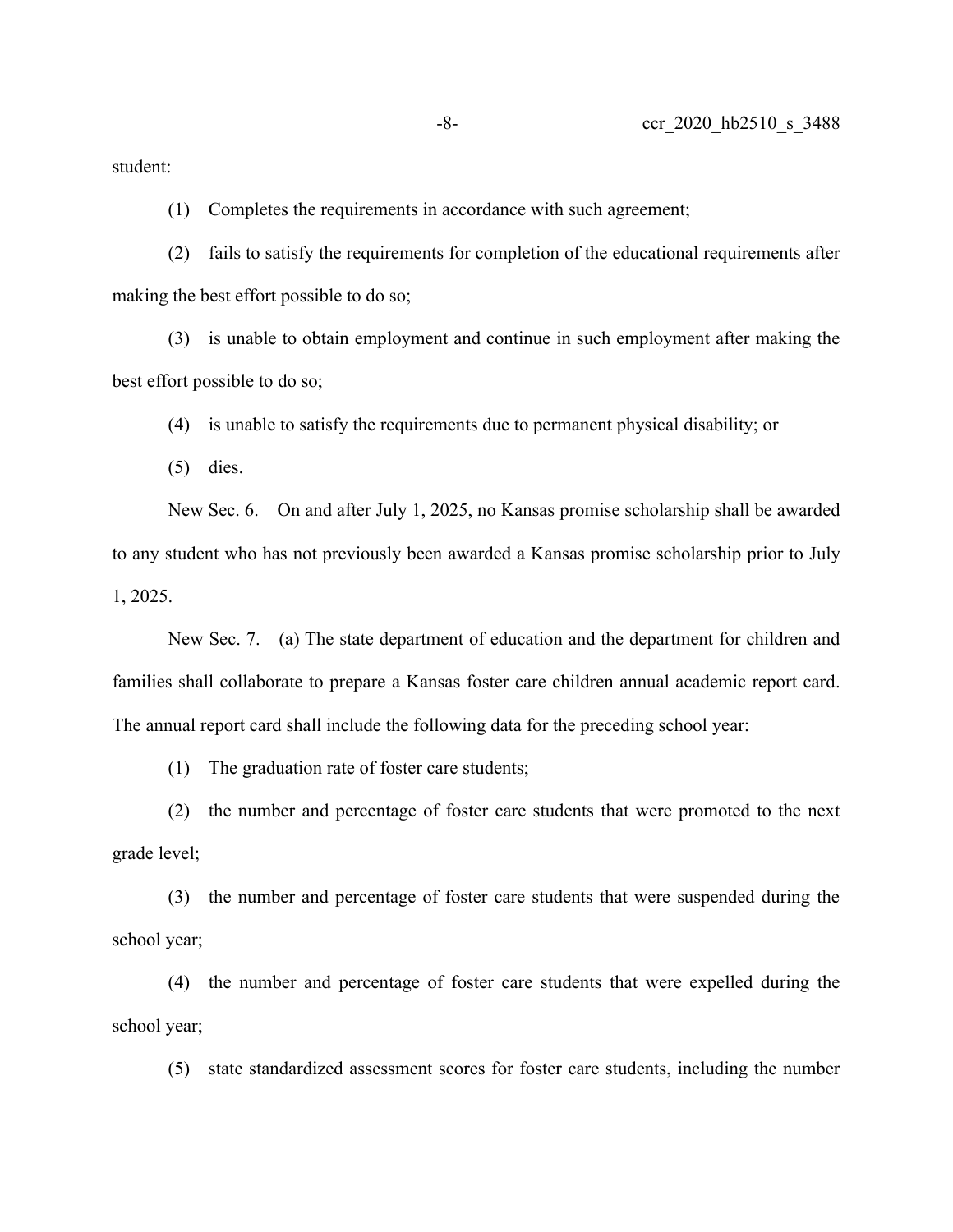student:

(1) Completes the requirements in accordance with such agreement;

(2) fails to satisfy the requirements for completion of the educational requirements after making the best effort possible to do so;

(3) is unable to obtain employment and continue in such employment after making the best effort possible to do so;

(4) is unable to satisfy the requirements due to permanent physical disability; or

(5) dies.

New Sec. 6. On and after July 1, 2025, no Kansas promise scholarship shall be awarded to any student who has not previously been awarded a Kansas promise scholarship prior to July 1, 2025.

New Sec. 7. (a) The state department of education and the department for children and families shall collaborate to prepare a Kansas foster care children annual academic report card. The annual report card shall include the following data for the preceding school year:

(1) The graduation rate of foster care students;

(2) the number and percentage of foster care students that were promoted to the next grade level;

(3) the number and percentage of foster care students that were suspended during the school year;

(4) the number and percentage of foster care students that were expelled during the school year;

(5) state standardized assessment scores for foster care students, including the number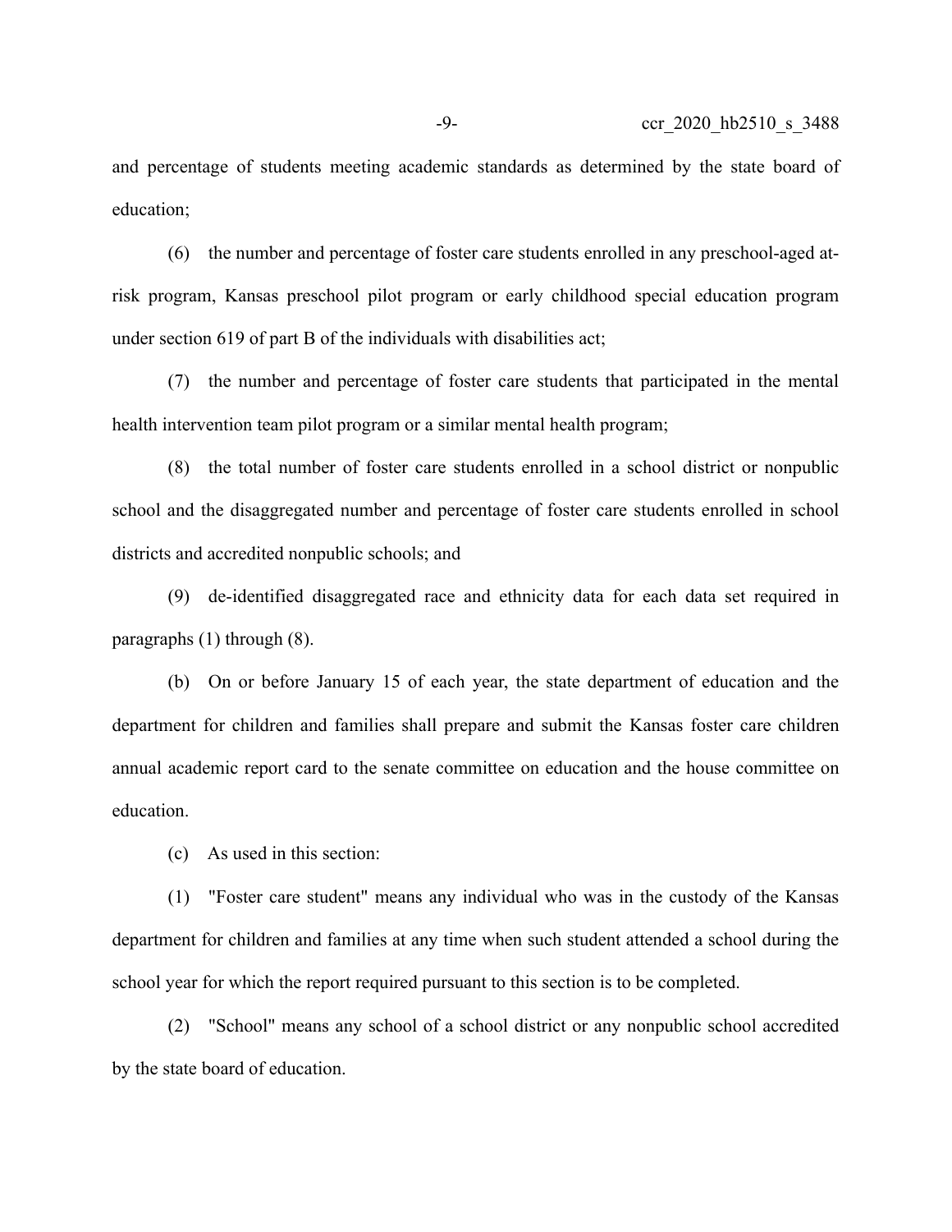and percentage of students meeting academic standards as determined by the state board of education;

(6) the number and percentage of foster care students enrolled in any preschool-aged at-risk program, Kansas preschool pilot program or early childhood special education program under section 619 of part B of the individuals with disabilities act;

(7) the number and percentage of foster care students that participated in the mental health intervention team pilot program or a similar mental health program;

(8) the total number of foster care students enrolled in a school district or nonpublic school and the disaggregated number and percentage of foster care students enrolled in school districts and accredited nonpublic schools; and

(9) de-identified disaggregated race and ethnicity data for each data set required in paragraphs (1) through (8).

(b) On or before January 15 of each year, the state department of education and the department for children and families shall prepare and submit the Kansas foster care children annual academic report card to the senate committee on education and the house committee on education.

(c) As used in this section:

(1) "Foster care student" means any individual who was in the custody of the Kansas department for children and families at any time when such student attended a school during the school year for which the report required pursuant to this section is to be completed.

(2) "School" means any school of a school district or any nonpublic school accredited by the state board of education.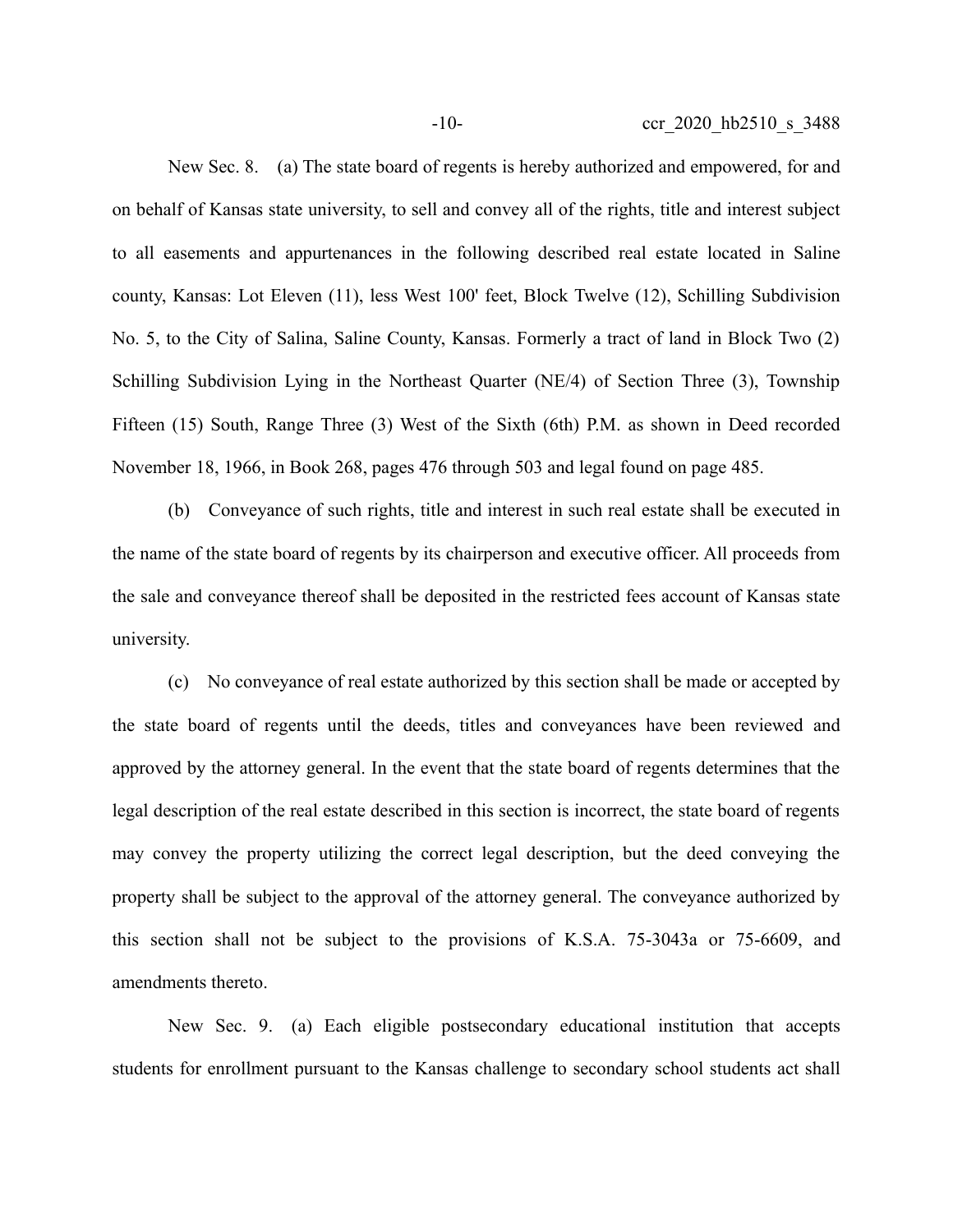New Sec. 8. (a) The state board of regents is hereby authorized and empowered, for and on behalf of Kansas state university, to sell and convey all of the rights, title and interest subject to all easements and appurtenances in the following described real estate located in Saline county, Kansas: Lot Eleven (11), less West 100' feet, Block Twelve (12), Schilling Subdivision No. 5, to the City of Salina, Saline County, Kansas. Formerly a tract of land in Block Two (2) Schilling Subdivision Lying in the Northeast Quarter (NE/4) of Section Three (3), Township Fifteen (15) South, Range Three (3) West of the Sixth (6th) P.M. as shown in Deed recorded November 18, 1966, in Book 268, pages 476 through 503 and legal found on page 485.

(b) Conveyance of such rights, title and interest in such real estate shall be executed in the name of the state board of regents by its chairperson and executive officer. All proceeds from the sale and conveyance thereof shall be deposited in the restricted fees account of Kansas state university.

(c) No conveyance of real estate authorized by this section shall be made or accepted by the state board of regents until the deeds, titles and conveyances have been reviewed and approved by the attorney general. In the event that the state board of regents determines that the legal description of the real estate described in this section is incorrect, the state board of regents may convey the property utilizing the correct legal description, but the deed conveying the property shall be subject to the approval of the attorney general. The conveyance authorized by this section shall not be subject to the provisions of K.S.A. 75-3043a or 75-6609, and amendments thereto.

New Sec. 9. (a) Each eligible postsecondary educational institution that accepts students for enrollment pursuant to the Kansas challenge to secondary school students act shall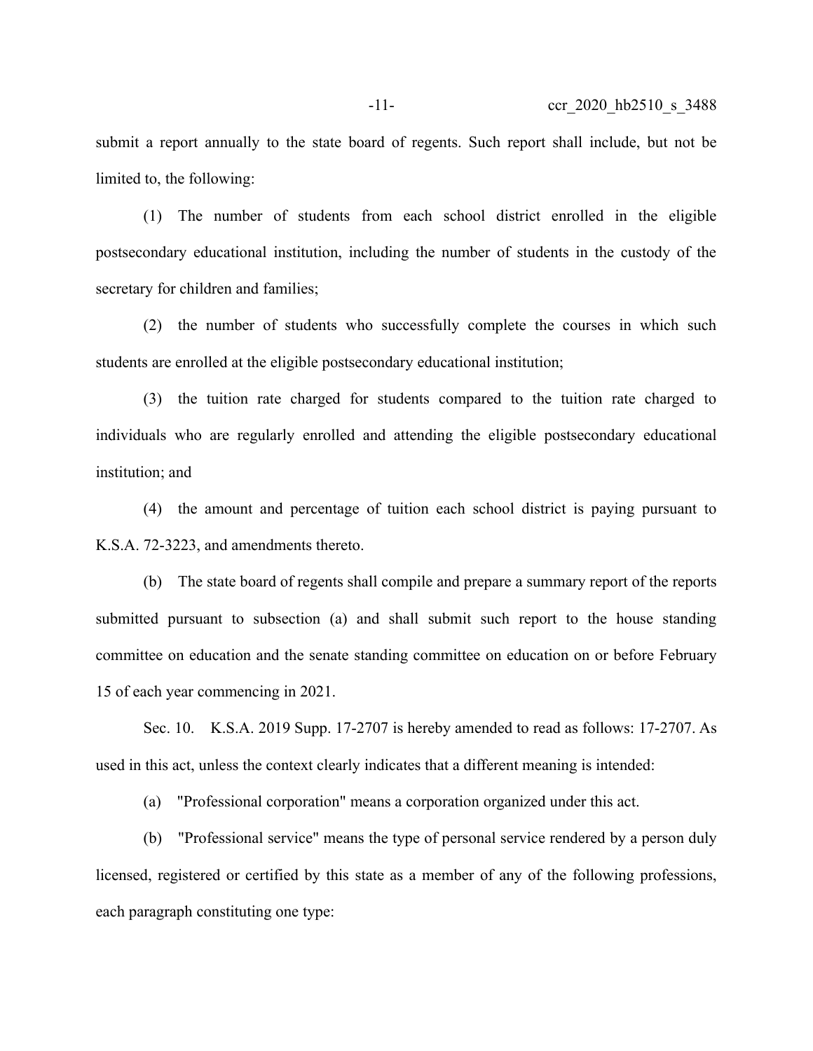submit a report annually to the state board of regents. Such report shall include, but not be limited to, the following:

(1) The number of students from each school district enrolled in the eligible postsecondary educational institution, including the number of students in the custody of the secretary for children and families;

(2) the number of students who successfully complete the courses in which such students are enrolled at the eligible postsecondary educational institution;

(3) the tuition rate charged for students compared to the tuition rate charged to individuals who are regularly enrolled and attending the eligible postsecondary educational institution; and

(4) the amount and percentage of tuition each school district is paying pursuant to K.S.A. 72-3223, and amendments thereto.

(b) The state board of regents shall compile and prepare a summary report of the reports submitted pursuant to subsection (a) and shall submit such report to the house standing committee on education and the senate standing committee on education on or before February 15 of each year commencing in 2021.

Sec. 10. K.S.A. 2019 Supp. 17-2707 is hereby amended to read as follows: 17-2707. As used in this act, unless the context clearly indicates that a different meaning is intended:

(a) "Professional corporation" means a corporation organized under this act.

(b) "Professional service" means the type of personal service rendered by a person duly licensed, registered or certified by this state as a member of any of the following professions, each paragraph constituting one type: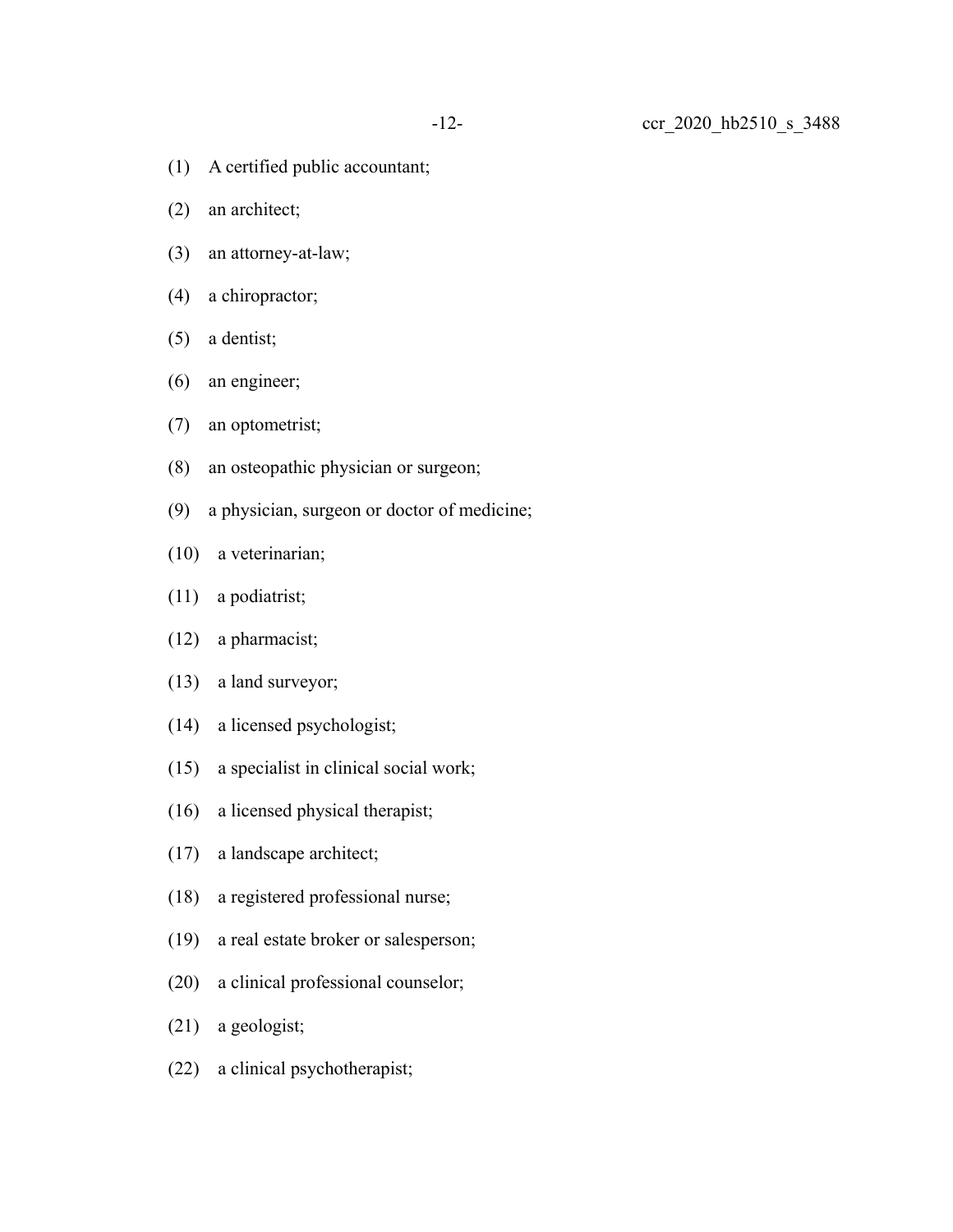(1) A certified public accountant;

(2) an architect;

(3) an attorney-at-law;

(4) a chiropractor;

(5) a dentist;

(6) an engineer;

(7) an optometrist;

(8) an osteopathic physician or surgeon;

(9) a physician, surgeon or doctor of medicine;

(10) a veterinarian;

(11) a podiatrist;

(12) a pharmacist;

(13) a land surveyor;

(14) a licensed psychologist;

(15) a specialist in clinical social work;

(16) a licensed physical therapist;

(17) a landscape architect;

(18) a registered professional nurse;

(19) a real estate broker or salesperson;

(20) a clinical professional counselor;

(21) a geologist;

(22) a clinical psychotherapist;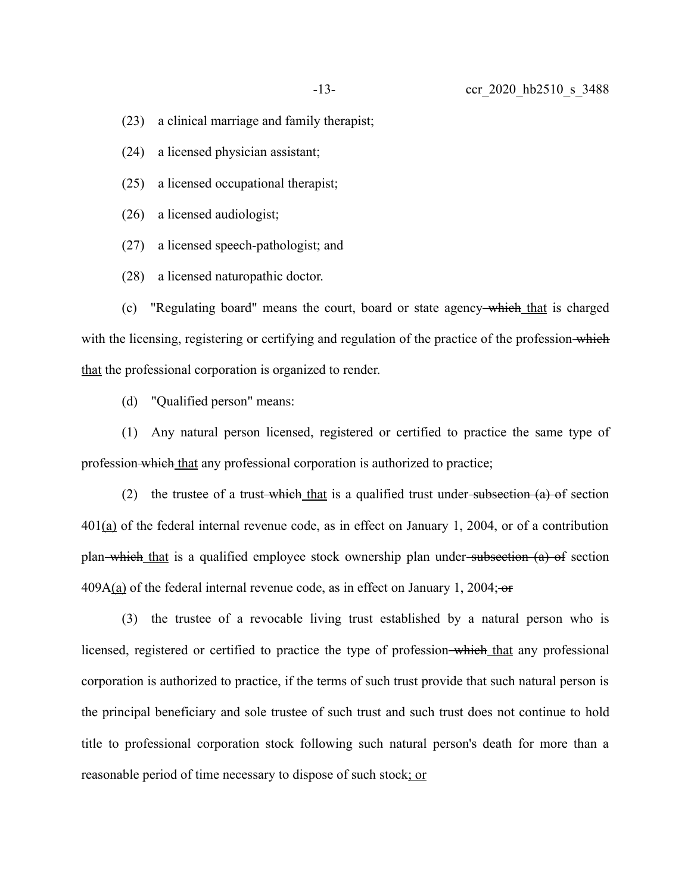(23) a clinical marriage and family therapist;

(24) a licensed physician assistant;

(25) a licensed occupational therapist;

(26) a licensed audiologist;

(27) a licensed speech-pathologist; and

(28) a licensed naturopathic doctor.

(c) "Regulating board" means the court, board or state agency ~~which~~ that is charged with the licensing, registering or certifying and regulation of the practice of the profession ~~which~~ that the professional corporation is organized to render.

(d) "Qualified person" means:

(1) Any natural person licensed, registered or certified to practice the same type of profession ~~which~~ that any professional corporation is authorized to practice;

(2) the trustee of a trust ~~which~~ that is a qualified trust under ~~subsection (a) of~~ section 401(a) of the federal internal revenue code, as in effect on January 1, 2004, or of a contribution plan ~~which~~ that is a qualified employee stock ownership plan under ~~subsection (a) of~~ section 409A(a) of the federal internal revenue code, as in effect on January 1, 2004; ~~or~~

(3) the trustee of a revocable living trust established by a natural person who is licensed, registered or certified to practice the type of profession ~~which~~ that any professional corporation is authorized to practice, if the terms of such trust provide that such natural person is the principal beneficiary and sole trustee of such trust and such trust does not continue to hold title to professional corporation stock following such natural person's death for more than a reasonable period of time necessary to dispose of such stock; or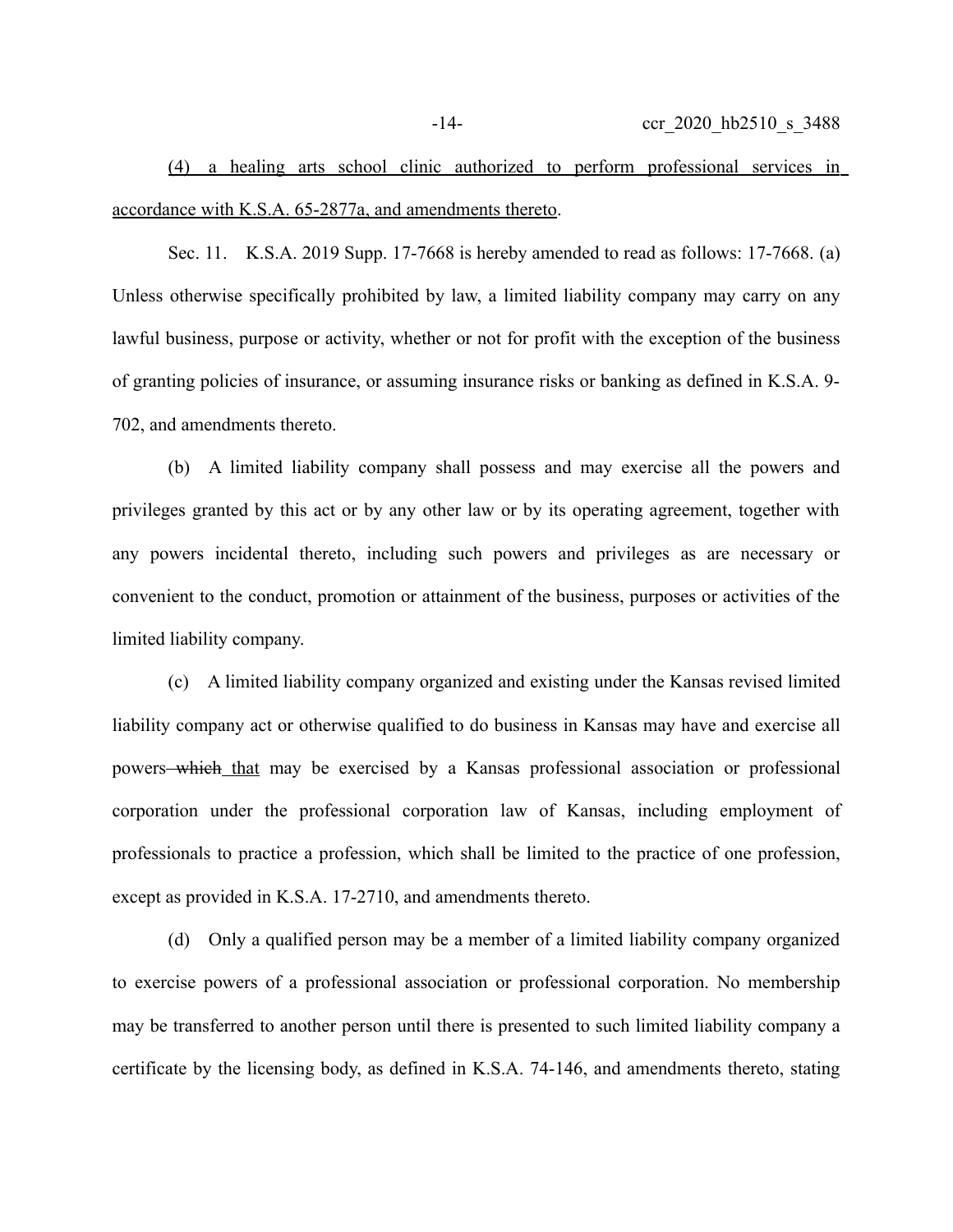(4) a healing arts school clinic authorized to perform professional services in accordance with K.S.A. 65-2877a, and amendments thereto.

Sec. 11. K.S.A. 2019 Supp. 17-7668 is hereby amended to read as follows: 17-7668. (a) Unless otherwise specifically prohibited by law, a limited liability company may carry on any lawful business, purpose or activity, whether or not for profit with the exception of the business of granting policies of insurance, or assuming insurance risks or banking as defined in K.S.A. 9-702, and amendments thereto.

(b) A limited liability company shall possess and may exercise all the powers and privileges granted by this act or by any other law or by its operating agreement, together with any powers incidental thereto, including such powers and privileges as are necessary or convenient to the conduct, promotion or attainment of the business, purposes or activities of the limited liability company.

(c) A limited liability company organized and existing under the Kansas revised limited liability company act or otherwise qualified to do business in Kansas may have and exercise all powers ~~which~~ that may be exercised by a Kansas professional association or professional corporation under the professional corporation law of Kansas, including employment of professionals to practice a profession, which shall be limited to the practice of one profession, except as provided in K.S.A. 17-2710, and amendments thereto.

(d) Only a qualified person may be a member of a limited liability company organized to exercise powers of a professional association or professional corporation. No membership may be transferred to another person until there is presented to such limited liability company a certificate by the licensing body, as defined in K.S.A. 74-146, and amendments thereto, stating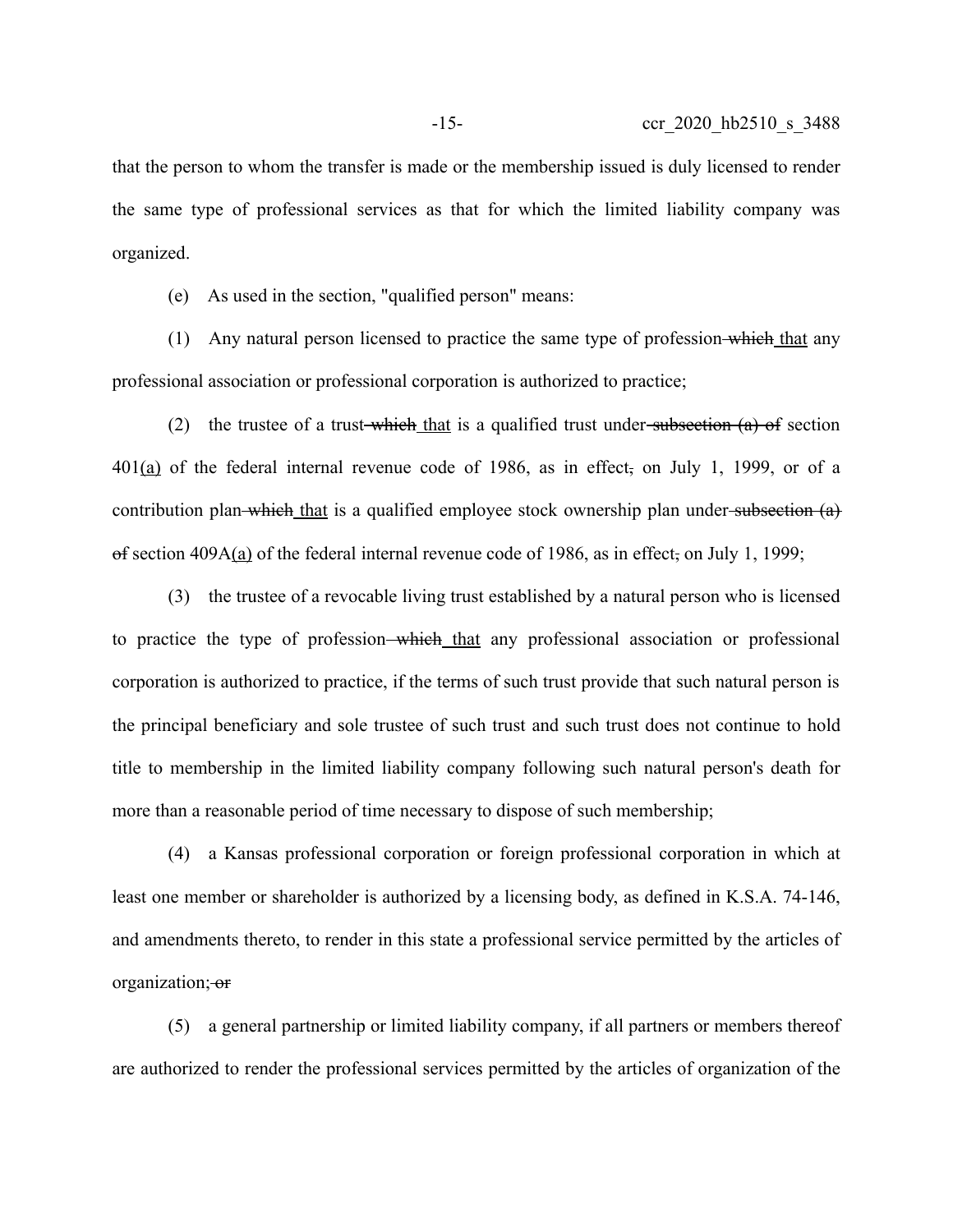that the person to whom the transfer is made or the membership issued is duly licensed to render the same type of professional services as that for which the limited liability company was organized.

(e) As used in the section, "qualified person" means:

(1) Any natural person licensed to practice the same type of profession ~~which~~ <u>that</u> any professional association or professional corporation is authorized to practice;

(2) the trustee of a trust ~~which~~ <u>that</u> is a qualified trust under ~~subsection (a) of~~ section 401<u>(a)</u> of the federal internal revenue code of 1986, as in effect~~,~~ on July 1, 1999, or of a contribution plan ~~which~~ <u>that</u> is a qualified employee stock ownership plan under ~~subsection (a) of~~ section 409A<u>(a)</u> of the federal internal revenue code of 1986, as in effect~~,~~ on July 1, 1999;

(3) the trustee of a revocable living trust established by a natural person who is licensed to practice the type of profession ~~which~~ <u>that</u> any professional association or professional corporation is authorized to practice, if the terms of such trust provide that such natural person is the principal beneficiary and sole trustee of such trust and such trust does not continue to hold title to membership in the limited liability company following such natural person's death for more than a reasonable period of time necessary to dispose of such membership;

(4) a Kansas professional corporation or foreign professional corporation in which at least one member or shareholder is authorized by a licensing body, as defined in K.S.A. 74-146, and amendments thereto, to render in this state a professional service permitted by the articles of organization; ~~or~~

(5) a general partnership or limited liability company, if all partners or members thereof are authorized to render the professional services permitted by the articles of organization of the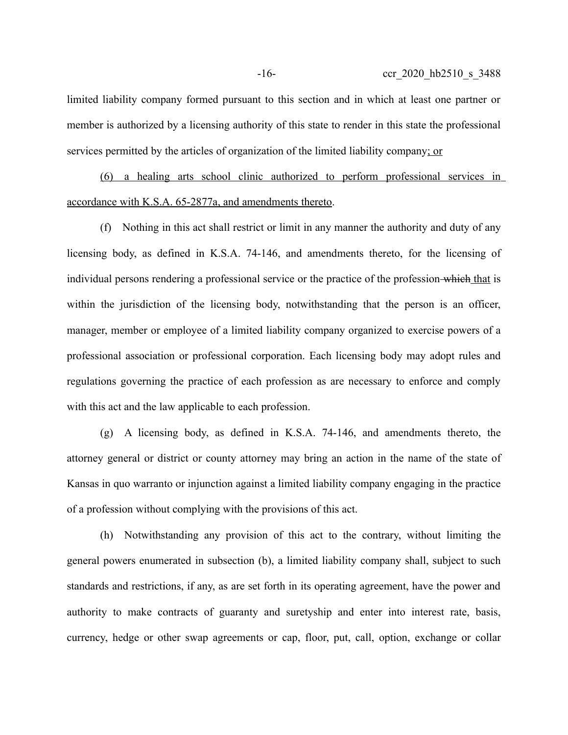limited liability company formed pursuant to this section and in which at least one partner or member is authorized by a licensing authority of this state to render in this state the professional services permitted by the articles of organization of the limited liability company<u>; or</u>

<u>(6) a healing arts school clinic authorized to perform professional services in accordance with K.S.A. 65-2877a, and amendments thereto</u>.

(f) Nothing in this act shall restrict or limit in any manner the authority and duty of any licensing body, as defined in K.S.A. 74-146, and amendments thereto, for the licensing of individual persons rendering a professional service or the practice of the profession ~~which~~ <u>that</u> is within the jurisdiction of the licensing body, notwithstanding that the person is an officer, manager, member or employee of a limited liability company organized to exercise powers of a professional association or professional corporation. Each licensing body may adopt rules and regulations governing the practice of each profession as are necessary to enforce and comply with this act and the law applicable to each profession.

(g) A licensing body, as defined in K.S.A. 74-146, and amendments thereto, the attorney general or district or county attorney may bring an action in the name of the state of Kansas in quo warranto or injunction against a limited liability company engaging in the practice of a profession without complying with the provisions of this act.

(h) Notwithstanding any provision of this act to the contrary, without limiting the general powers enumerated in subsection (b), a limited liability company shall, subject to such standards and restrictions, if any, as are set forth in its operating agreement, have the power and authority to make contracts of guaranty and suretyship and enter into interest rate, basis, currency, hedge or other swap agreements or cap, floor, put, call, option, exchange or collar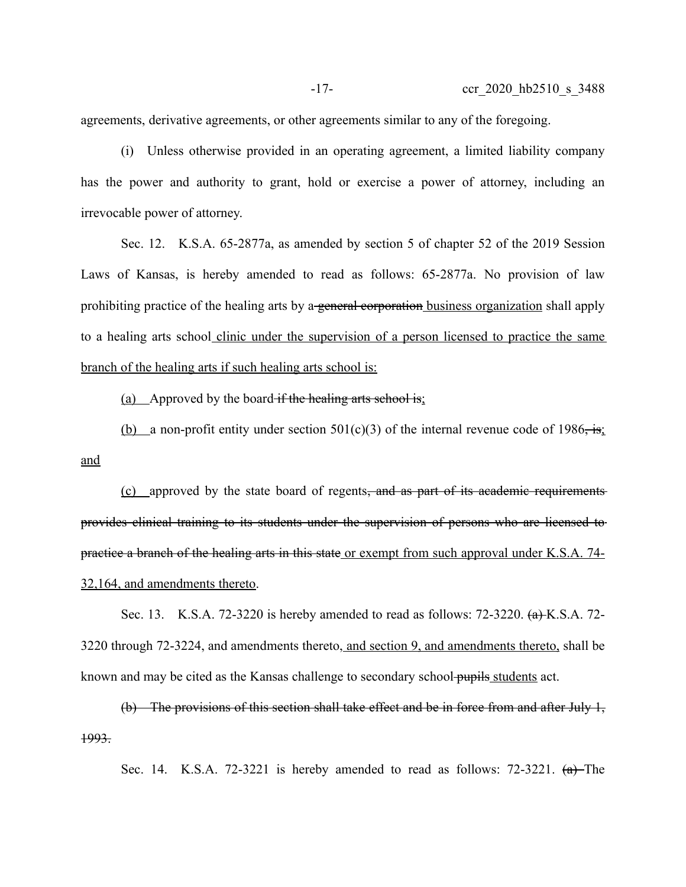agreements, derivative agreements, or other agreements similar to any of the foregoing.

(i) Unless otherwise provided in an operating agreement, a limited liability company has the power and authority to grant, hold or exercise a power of attorney, including an irrevocable power of attorney.

Sec. 12. K.S.A. 65-2877a, as amended by section 5 of chapter 52 of the 2019 Session Laws of Kansas, is hereby amended to read as follows: 65-2877a. No provision of law prohibiting practice of the healing arts by a ~~general corporation~~ business organization shall apply to a healing arts school clinic under the supervision of a person licensed to practice the same branch of the healing arts if such healing arts school is:

(a) Approved by the board ~~if the healing arts school is~~;

(b) a non-profit entity under section 501(c)(3) of the internal revenue code of 1986~~, is~~; and

(c) approved by the state board of regents~~, and as part of its academic requirements provides clinical training to its students under the supervision of persons who are licensed to practice a branch of the healing arts in this state~~ or exempt from such approval under K.S.A. 74-32,164, and amendments thereto.

Sec. 13. K.S.A. 72-3220 is hereby amended to read as follows: 72-3220. ~~(a)~~ K.S.A. 72-3220 through 72-3224, and amendments thereto, and section 9, and amendments thereto, shall be known and may be cited as the Kansas challenge to secondary school ~~pupils~~ students act.

~~(b) The provisions of this section shall take effect and be in force from and after July 1, 1993.~~

Sec. 14. K.S.A. 72-3221 is hereby amended to read as follows: 72-3221. ~~(a)~~ The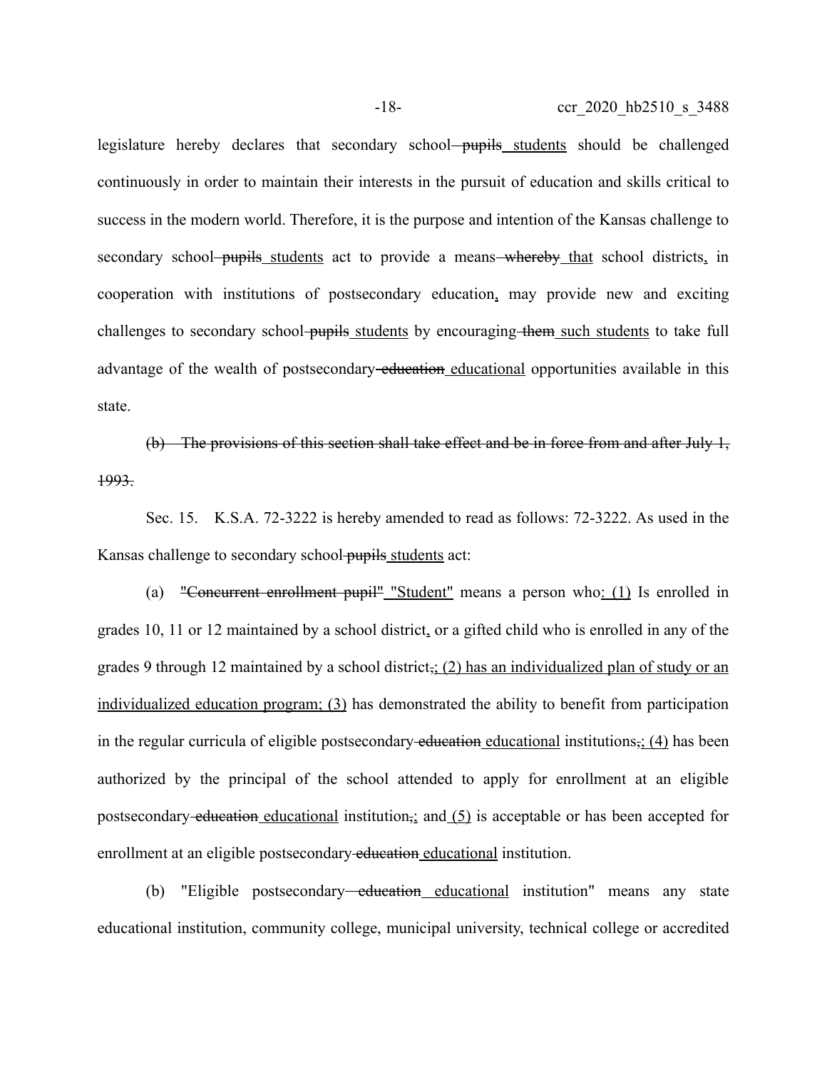legislature hereby declares that secondary school ~~pupils~~ <u>students</u> should be challenged continuously in order to maintain their interests in the pursuit of education and skills critical to success in the modern world. Therefore, it is the purpose and intention of the Kansas challenge to secondary school ~~pupils~~ <u>students</u> act to provide a means ~~whereby~~ <u>that</u> school districts<u>,</u> in cooperation with institutions of postsecondary education<u>,</u> may provide new and exciting challenges to secondary school ~~pupils~~ <u>students</u> by encouraging ~~them~~ <u>such students</u> to take full advantage of the wealth of postsecondary ~~education~~ <u>educational</u> opportunities available in this state.

~~(b) The provisions of this section shall take effect and be in force from and after July 1, 1993.~~

Sec. 15. K.S.A. 72-3222 is hereby amended to read as follows: 72-3222. As used in the Kansas challenge to secondary school ~~pupils~~ <u>students</u> act:

(a) ~~"Concurrent enrollment pupil"~~ <u>"Student"</u> means a person who<u>: (1)</u> Is enrolled in grades 10, 11 or 12 maintained by a school district<u>,</u> or a gifted child who is enrolled in any of the grades 9 through 12 maintained by a school district~~,~~<u>; (2) has an individualized plan of study or an individualized education program; (3)</u> has demonstrated the ability to benefit from participation in the regular curricula of eligible postsecondary ~~education~~ <u>educational</u> institutions~~,~~<u>; (4)</u> has been authorized by the principal of the school attended to apply for enrollment at an eligible postsecondary ~~education~~ <u>educational</u> institution~~,~~<u>;</u> and <u>(5)</u> is acceptable or has been accepted for enrollment at an eligible postsecondary ~~education~~ <u>educational</u> institution.

(b) "Eligible postsecondary ~~education~~ <u>educational</u> institution" means any state educational institution, community college, municipal university, technical college or accredited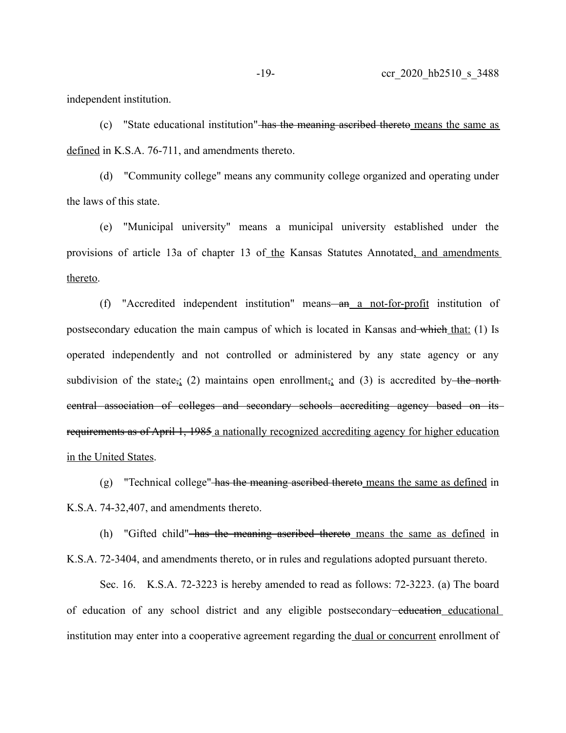independent institution.

(c) "State educational institution" ~~has the meaning ascribed thereto~~ <u>means the same as defined</u> in K.S.A. 76-711, and amendments thereto.

(d) "Community college" means any community college organized and operating under the laws of this state.

(e) "Municipal university" means a municipal university established under the provisions of article 13a of chapter 13 of <u>the</u> Kansas Statutes Annotated<u>, and amendments thereto</u>.

(f) "Accredited independent institution" means ~~an~~ <u>a not-for-profit</u> institution of postsecondary education the main campus of which is located in Kansas and ~~which~~ <u>that:</u> (1) Is operated independently and not controlled or administered by any state agency or any subdivision of the state~~,~~<u>;</u> (2) maintains open enrollment~~,~~<u>;</u> and (3) is accredited by ~~the north central association of colleges and secondary schools accrediting agency based on its requirements as of April 1, 1985~~ <u>a nationally recognized accrediting agency for higher education in the United States</u>.

(g) "Technical college" ~~has the meaning ascribed thereto~~ <u>means the same as defined</u> in K.S.A. 74-32,407, and amendments thereto.

(h) "Gifted child" ~~has the meaning ascribed thereto~~ <u>means the same as defined</u> in K.S.A. 72-3404, and amendments thereto, or in rules and regulations adopted pursuant thereto.

Sec. 16. K.S.A. 72-3223 is hereby amended to read as follows: 72-3223. (a) The board of education of any school district and any eligible postsecondary ~~education~~ <u>educational</u> institution may enter into a cooperative agreement regarding the <u>dual or concurrent</u> enrollment of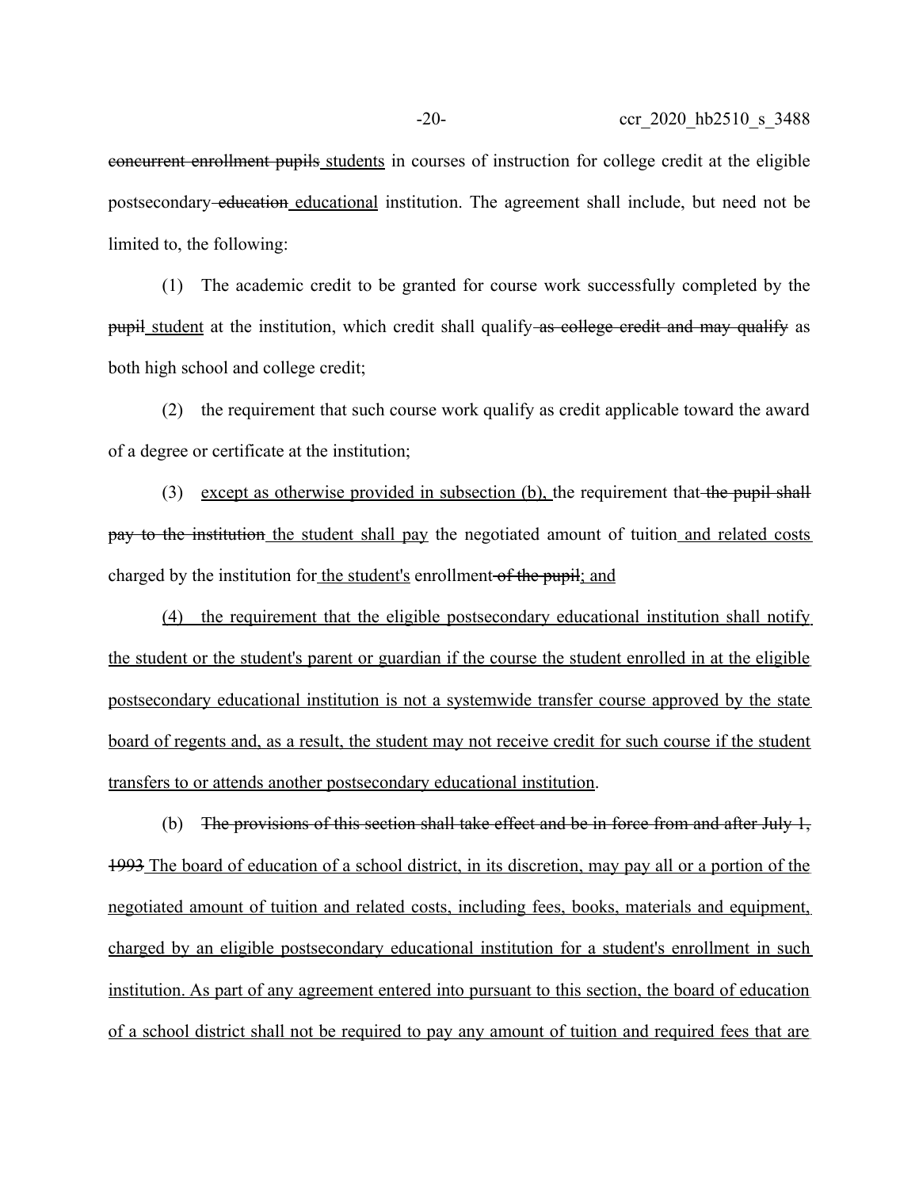concurrent enrollment pupils students in courses of instruction for college credit at the eligible postsecondary education educational institution. The agreement shall include, but need not be limited to, the following:

(1) The academic credit to be granted for course work successfully completed by the pupil student at the institution, which credit shall qualify as college credit and may qualify as both high school and college credit;

(2) the requirement that such course work qualify as credit applicable toward the award of a degree or certificate at the institution;

(3) except as otherwise provided in subsection (b), the requirement that the pupil shall pay to the institution the student shall pay the negotiated amount of tuition and related costs charged by the institution for the student's enrollment of the pupil; and

(4) the requirement that the eligible postsecondary educational institution shall notify the student or the student's parent or guardian if the course the student enrolled in at the eligible postsecondary educational institution is not a systemwide transfer course approved by the state board of regents and, as a result, the student may not receive credit for such course if the student transfers to or attends another postsecondary educational institution.

(b) The provisions of this section shall take effect and be in force from and after July 1, 1993 The board of education of a school district, in its discretion, may pay all or a portion of the negotiated amount of tuition and related costs, including fees, books, materials and equipment, charged by an eligible postsecondary educational institution for a student's enrollment in such institution. As part of any agreement entered into pursuant to this section, the board of education of a school district shall not be required to pay any amount of tuition and required fees that are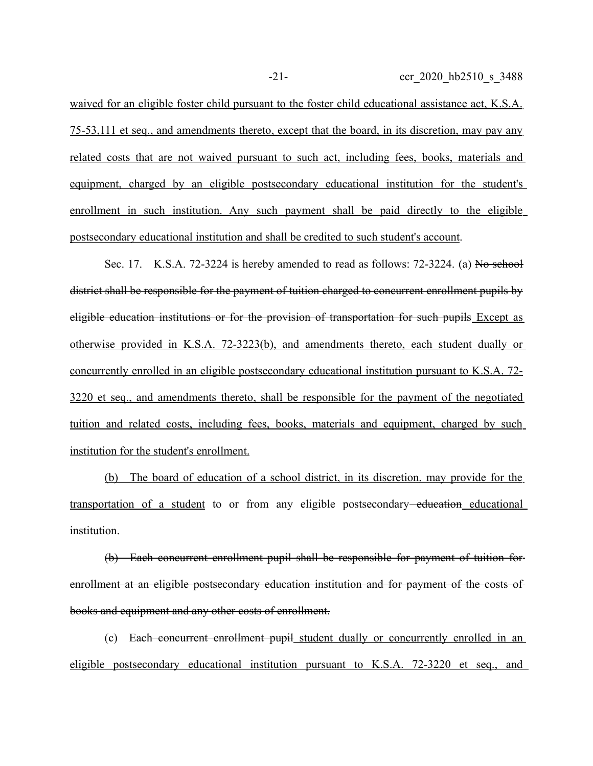waived for an eligible foster child pursuant to the foster child educational assistance act, K.S.A. 75-53,111 et seq., and amendments thereto, except that the board, in its discretion, may pay any related costs that are not waived pursuant to such act, including fees, books, materials and equipment, charged by an eligible postsecondary educational institution for the student's enrollment in such institution. Any such payment shall be paid directly to the eligible postsecondary educational institution and shall be credited to such student's account.

Sec. 17. K.S.A. 72-3224 is hereby amended to read as follows: 72-3224. (a) ~~No school district shall be responsible for the payment of tuition charged to concurrent enrollment pupils by eligible education institutions or for the provision of transportation for such pupils~~ Except as otherwise provided in K.S.A. 72-3223(b), and amendments thereto, each student dually or concurrently enrolled in an eligible postsecondary educational institution pursuant to K.S.A. 72-3220 et seq., and amendments thereto, shall be responsible for the payment of the negotiated tuition and related costs, including fees, books, materials and equipment, charged by such institution for the student's enrollment.

(b) The board of education of a school district, in its discretion, may provide for the transportation of a student to or from any eligible postsecondary ~~education~~ educational institution.

~~(b) Each concurrent enrollment pupil shall be responsible for payment of tuition for enrollment at an eligible postsecondary education institution and for payment of the costs of books and equipment and any other costs of enrollment.~~

(c) Each ~~concurrent enrollment pupil~~ student dually or concurrently enrolled in an eligible postsecondary educational institution pursuant to K.S.A. 72-3220 et seq., and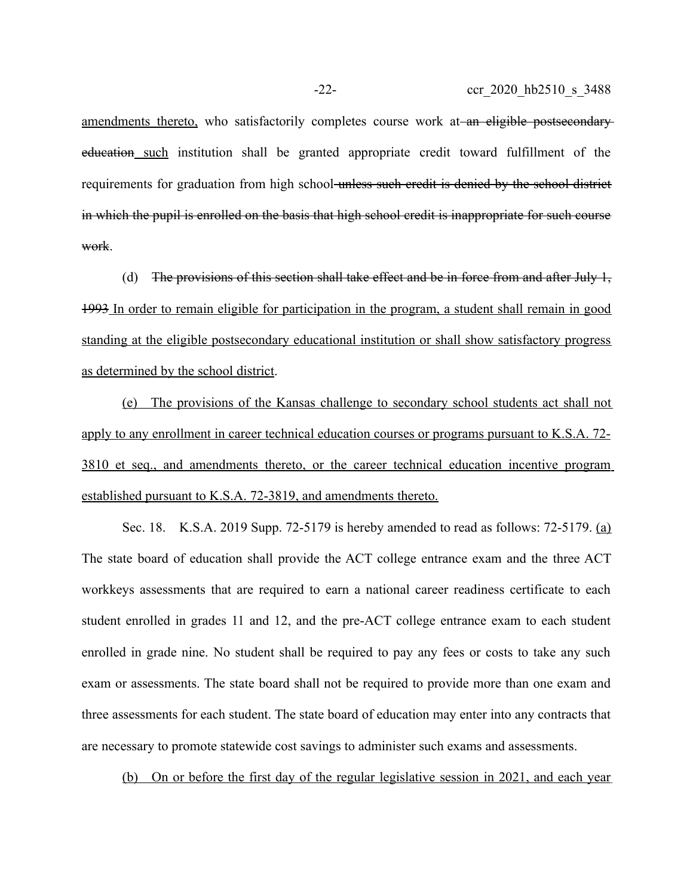amendments thereto, who satisfactorily completes course work at ~~an eligible postsecondary education~~ such institution shall be granted appropriate credit toward fulfillment of the requirements for graduation from high school ~~unless such credit is denied by the school district in which the pupil is enrolled on the basis that high school credit is inappropriate for such course work~~.

(d) ~~The provisions of this section shall take effect and be in force from and after July 1, 1993~~ In order to remain eligible for participation in the program, a student shall remain in good standing at the eligible postsecondary educational institution or shall show satisfactory progress as determined by the school district.

(e) The provisions of the Kansas challenge to secondary school students act shall not apply to any enrollment in career technical education courses or programs pursuant to K.S.A. 72-3810 et seq., and amendments thereto, or the career technical education incentive program established pursuant to K.S.A. 72-3819, and amendments thereto.

Sec. 18. K.S.A. 2019 Supp. 72-5179 is hereby amended to read as follows: 72-5179. (a) The state board of education shall provide the ACT college entrance exam and the three ACT workkeys assessments that are required to earn a national career readiness certificate to each student enrolled in grades 11 and 12, and the pre-ACT college entrance exam to each student enrolled in grade nine. No student shall be required to pay any fees or costs to take any such exam or assessments. The state board shall not be required to provide more than one exam and three assessments for each student. The state board of education may enter into any contracts that are necessary to promote statewide cost savings to administer such exams and assessments.

(b) On or before the first day of the regular legislative session in 2021, and each year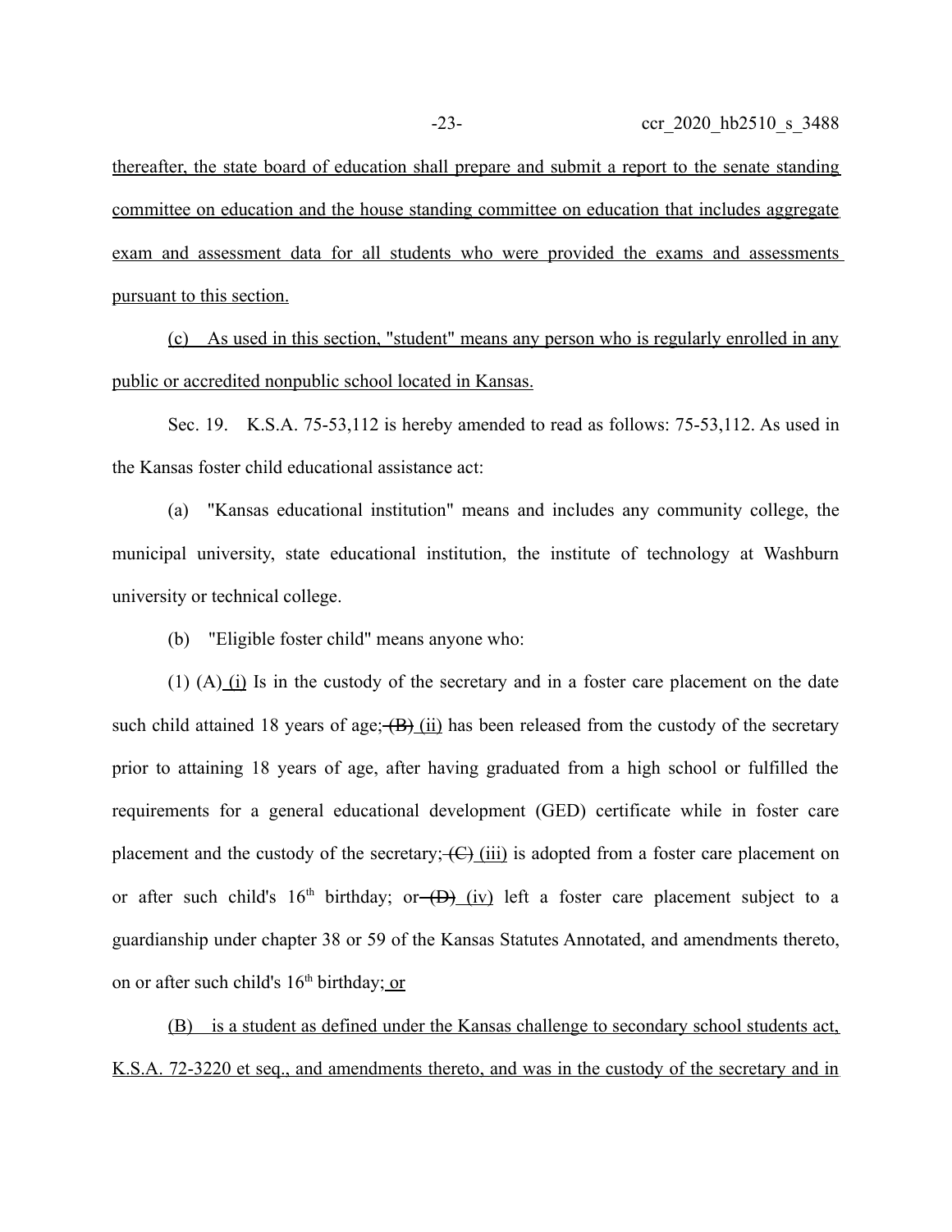thereafter, the state board of education shall prepare and submit a report to the senate standing committee on education and the house standing committee on education that includes aggregate exam and assessment data for all students who were provided the exams and assessments pursuant to this section.

(c) As used in this section, "student" means any person who is regularly enrolled in any public or accredited nonpublic school located in Kansas.

Sec. 19. K.S.A. 75-53,112 is hereby amended to read as follows: 75-53,112. As used in the Kansas foster child educational assistance act:

(a) "Kansas educational institution" means and includes any community college, the municipal university, state educational institution, the institute of technology at Washburn university or technical college.

(b) "Eligible foster child" means anyone who:

(1) (A) (i) Is in the custody of the secretary and in a foster care placement on the date such child attained 18 years of age; ~~(B)~~ (ii) has been released from the custody of the secretary prior to attaining 18 years of age, after having graduated from a high school or fulfilled the requirements for a general educational development (GED) certificate while in foster care placement and the custody of the secretary; ~~(C)~~ (iii) is adopted from a foster care placement on or after such child's 16th birthday; or ~~(D)~~ (iv) left a foster care placement subject to a guardianship under chapter 38 or 59 of the Kansas Statutes Annotated, and amendments thereto, on or after such child's 16th birthday; or

(B) is a student as defined under the Kansas challenge to secondary school students act, K.S.A. 72-3220 et seq., and amendments thereto, and was in the custody of the secretary and in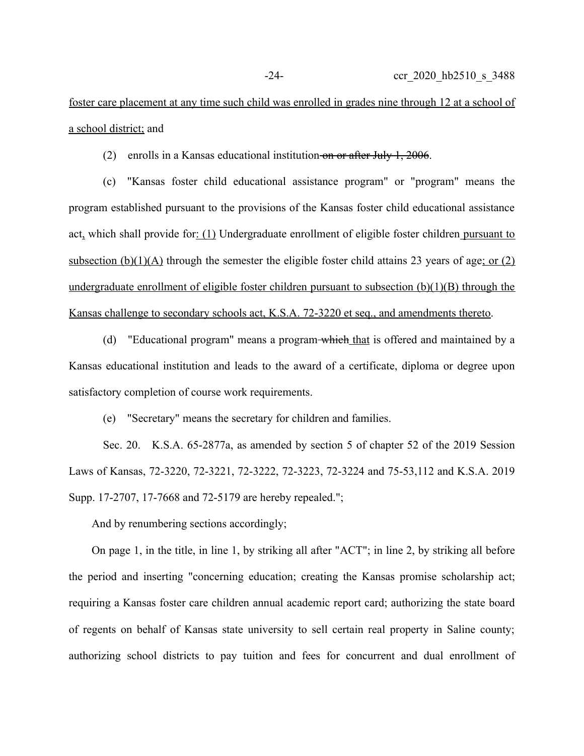foster care placement at any time such child was enrolled in grades nine through 12 at a school of a school district; and

(2) enrolls in a Kansas educational institution on or after July 1, 2006.

(c) "Kansas foster child educational assistance program" or "program" means the program established pursuant to the provisions of the Kansas foster child educational assistance act, which shall provide for: (1) Undergraduate enrollment of eligible foster children pursuant to subsection (b)(1)(A) through the semester the eligible foster child attains 23 years of age; or (2) undergraduate enrollment of eligible foster children pursuant to subsection (b)(1)(B) through the Kansas challenge to secondary schools act, K.S.A. 72-3220 et seq., and amendments thereto.

(d) "Educational program" means a program which that is offered and maintained by a Kansas educational institution and leads to the award of a certificate, diploma or degree upon satisfactory completion of course work requirements.

(e) "Secretary" means the secretary for children and families.

Sec. 20. K.S.A. 65-2877a, as amended by section 5 of chapter 52 of the 2019 Session Laws of Kansas, 72-3220, 72-3221, 72-3222, 72-3223, 72-3224 and 75-53,112 and K.S.A. 2019 Supp. 17-2707, 17-7668 and 72-5179 are hereby repealed.";

And by renumbering sections accordingly;

On page 1, in the title, in line 1, by striking all after "ACT"; in line 2, by striking all before the period and inserting "concerning education; creating the Kansas promise scholarship act; requiring a Kansas foster care children annual academic report card; authorizing the state board of regents on behalf of Kansas state university to sell certain real property in Saline county; authorizing school districts to pay tuition and fees for concurrent and dual enrollment of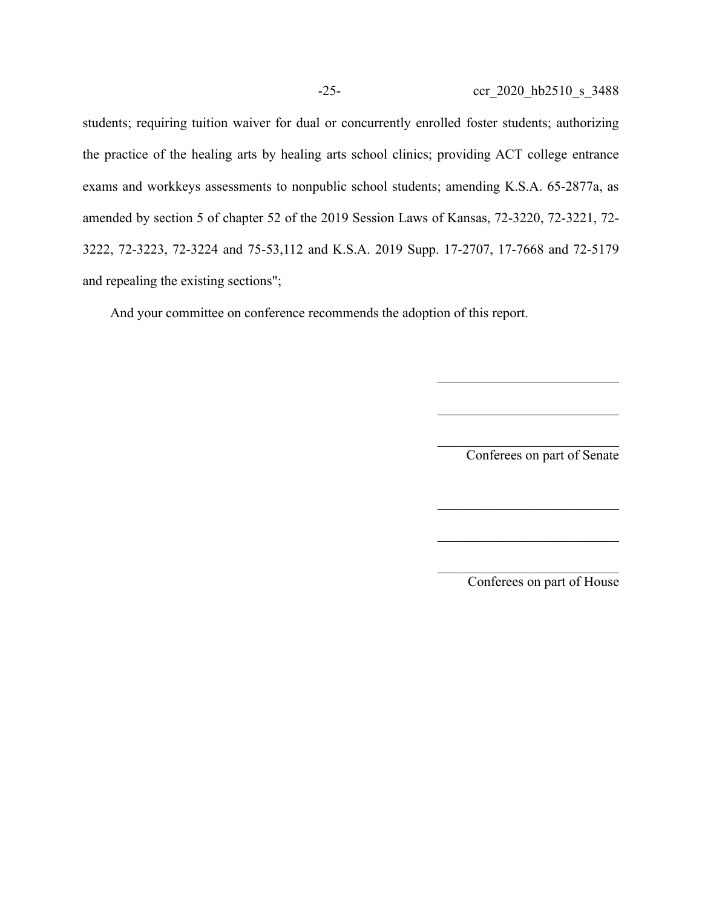students; requiring tuition waiver for dual or concurrently enrolled foster students; authorizing the practice of the healing arts by healing arts school clinics; providing ACT college entrance exams and workkeys assessments to nonpublic school students; amending K.S.A. 65-2877a, as amended by section 5 of chapter 52 of the 2019 Session Laws of Kansas, 72-3220, 72-3221, 72-3222, 72-3223, 72-3224 and 75-53,112 and K.S.A. 2019 Supp. 17-2707, 17-7668 and 72-5179 and repealing the existing sections";

And your committee on conference recommends the adoption of this report.

\_\_\_\_\_\_\_\_\_\_\_\_\_\_\_\_\_\_\_\_\_\_\_\_\_\_

\_\_\_\_\_\_\_\_\_\_\_\_\_\_\_\_\_\_\_\_\_\_\_\_\_\_

\_\_\_\_\_\_\_\_\_\_\_\_\_\_\_\_\_\_\_\_\_\_\_\_\_\_

Conferees on part of Senate

\_\_\_\_\_\_\_\_\_\_\_\_\_\_\_\_\_\_\_\_\_\_\_\_\_\_

\_\_\_\_\_\_\_\_\_\_\_\_\_\_\_\_\_\_\_\_\_\_\_\_\_\_

\_\_\_\_\_\_\_\_\_\_\_\_\_\_\_\_\_\_\_\_\_\_\_\_\_\_

Conferees on part of House